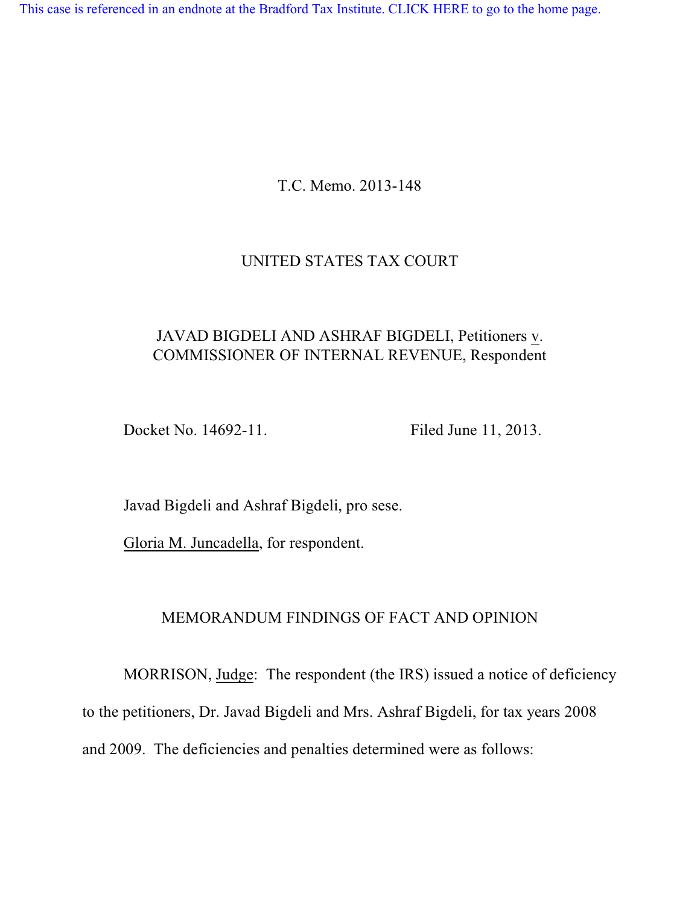This case is referenced in an endnote at the Bradford Tax Institute. CLICK HERE to go to the home page.

T.C. Memo. 2013-148

UNITED STATES TAX COURT

JAVAD BIGDELI AND ASHRAF BIGDELI, Petitioners v. COMMISSIONER OF INTERNAL REVENUE, Respondent

Docket No. 14692-11. Filed June 11, 2013.

Javad Bigdeli and Ashraf Bigdeli, pro sese.

Gloria M. Juncadella, for respondent.

MEMORANDUM FINDINGS OF FACT AND OPINION

MORRISON, Judge: The respondent (the IRS) issued a notice of deficiency to the petitioners, Dr. Javad Bigdeli and Mrs. Ashraf Bigdeli, for tax years 2008 and 2009. The deficiencies and penalties determined were as follows: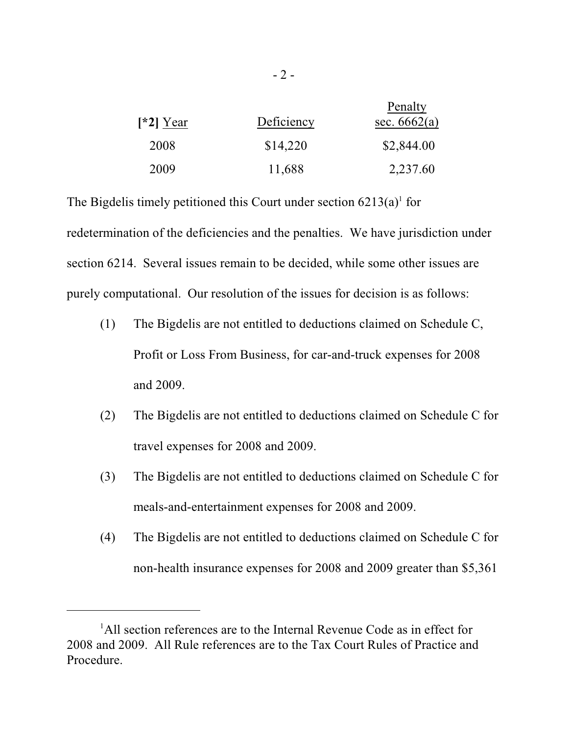| [*2] Year | Deficiency | Penalty sec. 6662(a) |
| --- | --- | --- |
| 2008 | $14,220 | $2,844.00 |
| 2009 | 11,688 | 2,237.60 |

The Bigdelis timely petitioned this Court under section 6213(a)[1] for redetermination of the deficiencies and the penalties. We have jurisdiction under section 6214. Several issues remain to be decided, while some other issues are purely computational. Our resolution of the issues for decision is as follows:

(1) The Bigdelis are not entitled to deductions claimed on Schedule C, Profit or Loss From Business, for car-and-truck expenses for 2008 and 2009.

(2) The Bigdelis are not entitled to deductions claimed on Schedule C for travel expenses for 2008 and 2009.

(3) The Bigdelis are not entitled to deductions claimed on Schedule C for meals-and-entertainment expenses for 2008 and 2009.

(4) The Bigdelis are not entitled to deductions claimed on Schedule C for non-health insurance expenses for 2008 and 2009 greater than $5,361

---

[1] All section references are to the Internal Revenue Code as in effect for 2008 and 2009. All Rule references are to the Tax Court Rules of Practice and Procedure.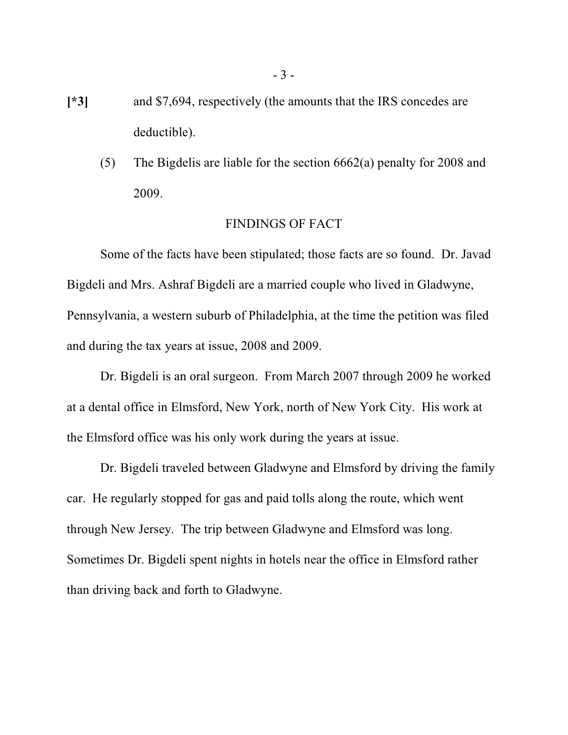[*3] and $7,694, respectively (the amounts that the IRS concedes are deductible).

(5) The Bigdelis are liable for the section 6662(a) penalty for 2008 and 2009.

## FINDINGS OF FACT

Some of the facts have been stipulated; those facts are so found. Dr. Javad Bigdeli and Mrs. Ashraf Bigdeli are a married couple who lived in Gladwyne, Pennsylvania, a western suburb of Philadelphia, at the time the petition was filed and during the tax years at issue, 2008 and 2009.

Dr. Bigdeli is an oral surgeon. From March 2007 through 2009 he worked at a dental office in Elmsford, New York, north of New York City. His work at the Elmsford office was his only work during the years at issue.

Dr. Bigdeli traveled between Gladwyne and Elmsford by driving the family car. He regularly stopped for gas and paid tolls along the route, which went through New Jersey. The trip between Gladwyne and Elmsford was long. Sometimes Dr. Bigdeli spent nights in hotels near the office in Elmsford rather than driving back and forth to Gladwyne.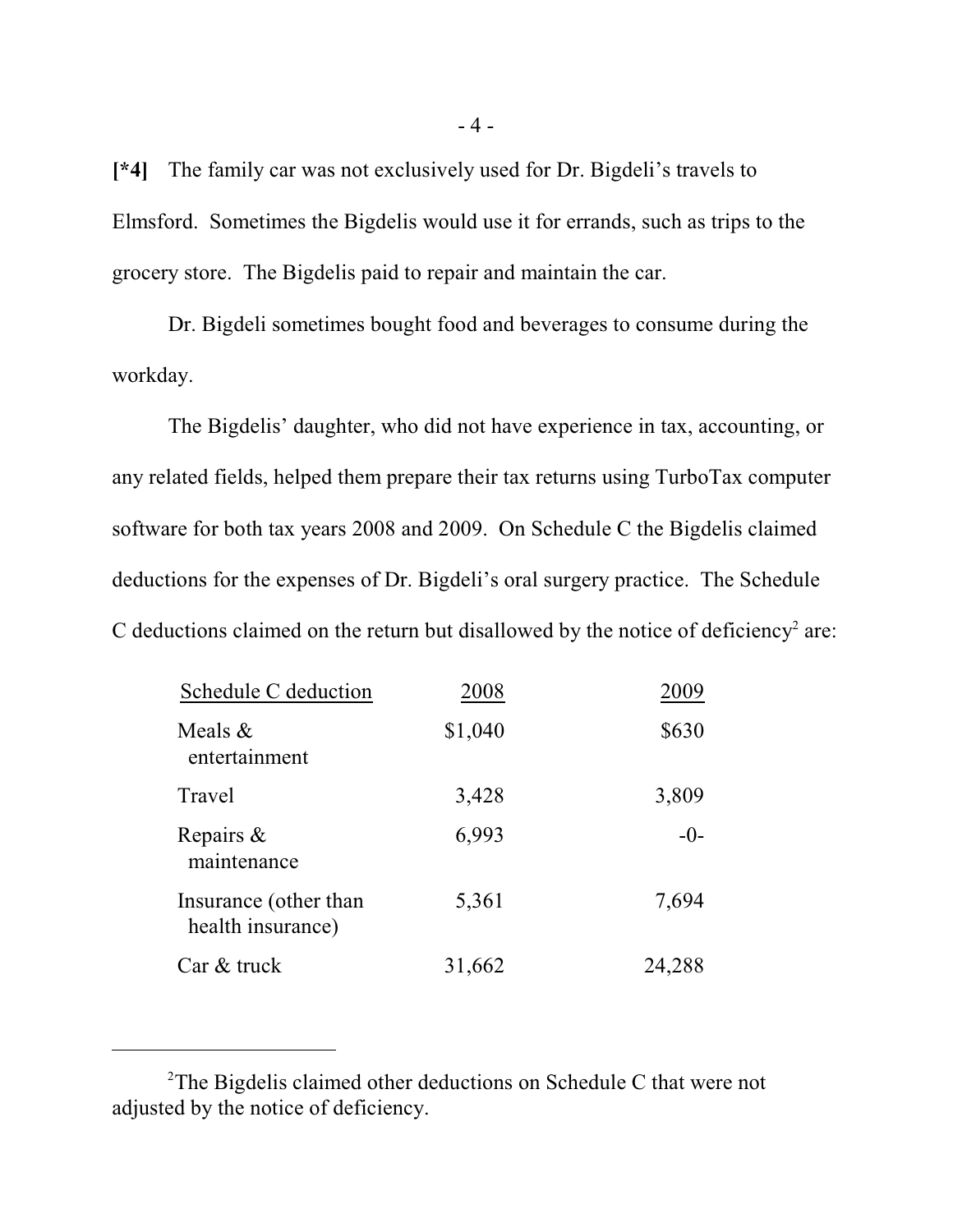[*4] The family car was not exclusively used for Dr. Bigdeli's travels to Elmsford. Sometimes the Bigdelis would use it for errands, such as trips to the grocery store. The Bigdelis paid to repair and maintain the car.

Dr. Bigdeli sometimes bought food and beverages to consume during the workday.

The Bigdelis' daughter, who did not have experience in tax, accounting, or any related fields, helped them prepare their tax returns using TurboTax computer software for both tax years 2008 and 2009. On Schedule C the Bigdelis claimed deductions for the expenses of Dr. Bigdeli's oral surgery practice. The Schedule C deductions claimed on the return but disallowed by the notice of deficiency[2] are:

| Schedule C deduction | 2008 | 2009 |
|---|---|---|
| Meals & entertainment | $1,040 | $630 |
| Travel | 3,428 | 3,809 |
| Repairs & maintenance | 6,993 | -0- |
| Insurance (other than health insurance) | 5,361 | 7,694 |
| Car & truck | 31,662 | 24,288 |

---

[2] The Bigdelis claimed other deductions on Schedule C that were not adjusted by the notice of deficiency.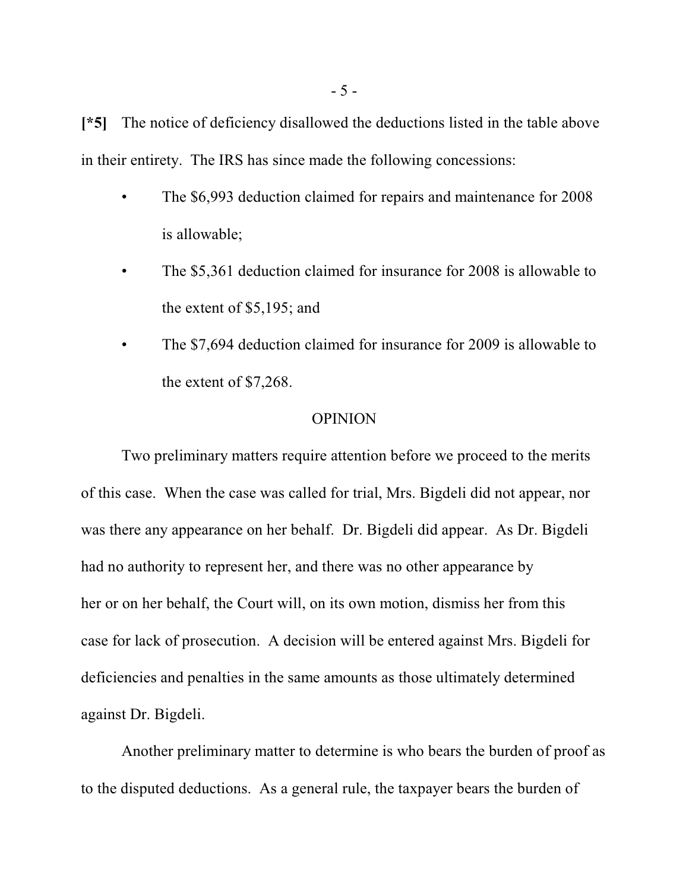[*5] The notice of deficiency disallowed the deductions listed in the table above in their entirety. The IRS has since made the following concessions:

- The $6,993 deduction claimed for repairs and maintenance for 2008 is allowable;
- The $5,361 deduction claimed for insurance for 2008 is allowable to the extent of $5,195; and
- The $7,694 deduction claimed for insurance for 2009 is allowable to the extent of $7,268.

## OPINION

Two preliminary matters require attention before we proceed to the merits of this case. When the case was called for trial, Mrs. Bigdeli did not appear, nor was there any appearance on her behalf. Dr. Bigdeli did appear. As Dr. Bigdeli had no authority to represent her, and there was no other appearance by her or on her behalf, the Court will, on its own motion, dismiss her from this case for lack of prosecution. A decision will be entered against Mrs. Bigdeli for deficiencies and penalties in the same amounts as those ultimately determined against Dr. Bigdeli.

Another preliminary matter to determine is who bears the burden of proof as to the disputed deductions. As a general rule, the taxpayer bears the burden of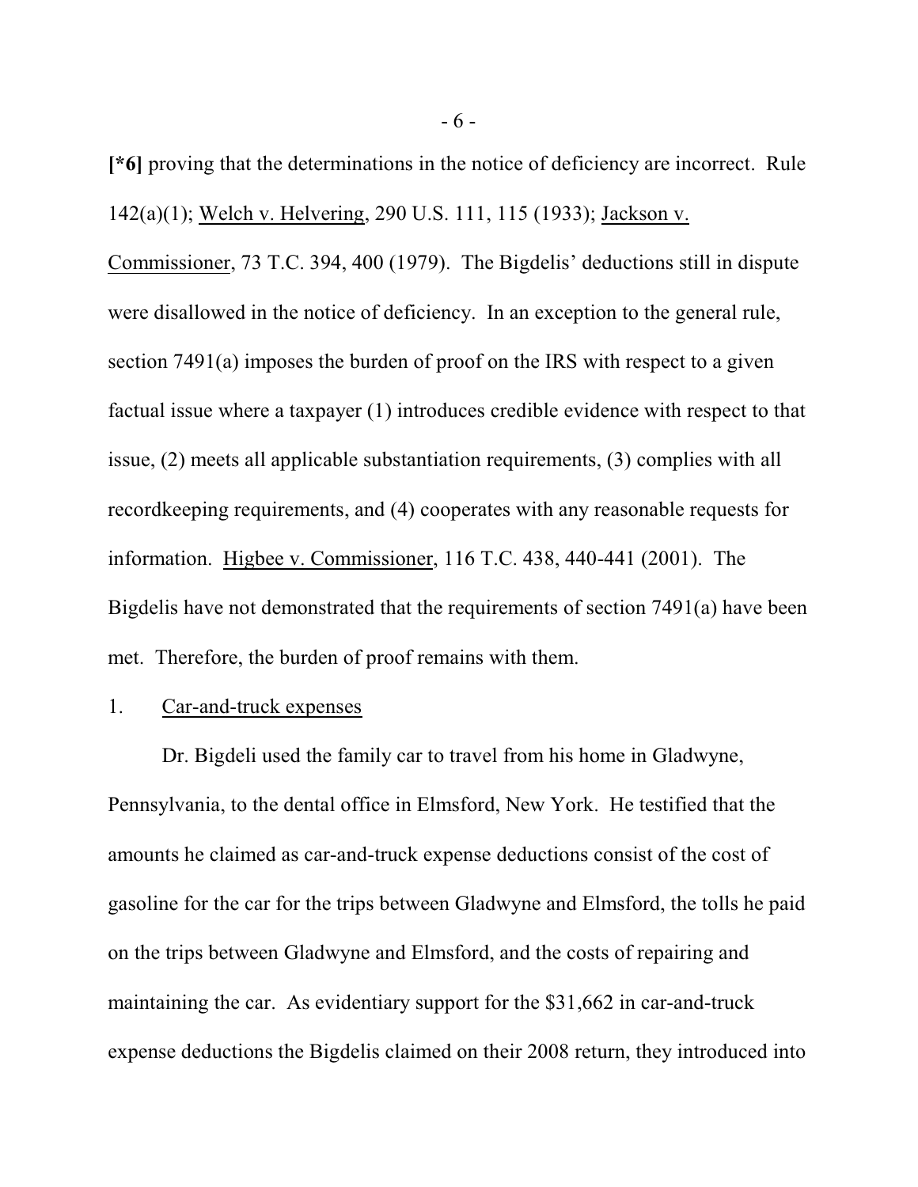[*6] proving that the determinations in the notice of deficiency are incorrect. Rule 142(a)(1); Welch v. Helvering, 290 U.S. 111, 115 (1933); Jackson v. Commissioner, 73 T.C. 394, 400 (1979). The Bigdelis' deductions still in dispute were disallowed in the notice of deficiency. In an exception to the general rule, section 7491(a) imposes the burden of proof on the IRS with respect to a given factual issue where a taxpayer (1) introduces credible evidence with respect to that issue, (2) meets all applicable substantiation requirements, (3) complies with all recordkeeping requirements, and (4) cooperates with any reasonable requests for information. Higbee v. Commissioner, 116 T.C. 438, 440-441 (2001). The Bigdelis have not demonstrated that the requirements of section 7491(a) have been met. Therefore, the burden of proof remains with them.

1. Car-and-truck expenses

Dr. Bigdeli used the family car to travel from his home in Gladwyne, Pennsylvania, to the dental office in Elmsford, New York. He testified that the amounts he claimed as car-and-truck expense deductions consist of the cost of gasoline for the car for the trips between Gladwyne and Elmsford, the tolls he paid on the trips between Gladwyne and Elmsford, and the costs of repairing and maintaining the car. As evidentiary support for the $31,662 in car-and-truck expense deductions the Bigdelis claimed on their 2008 return, they introduced into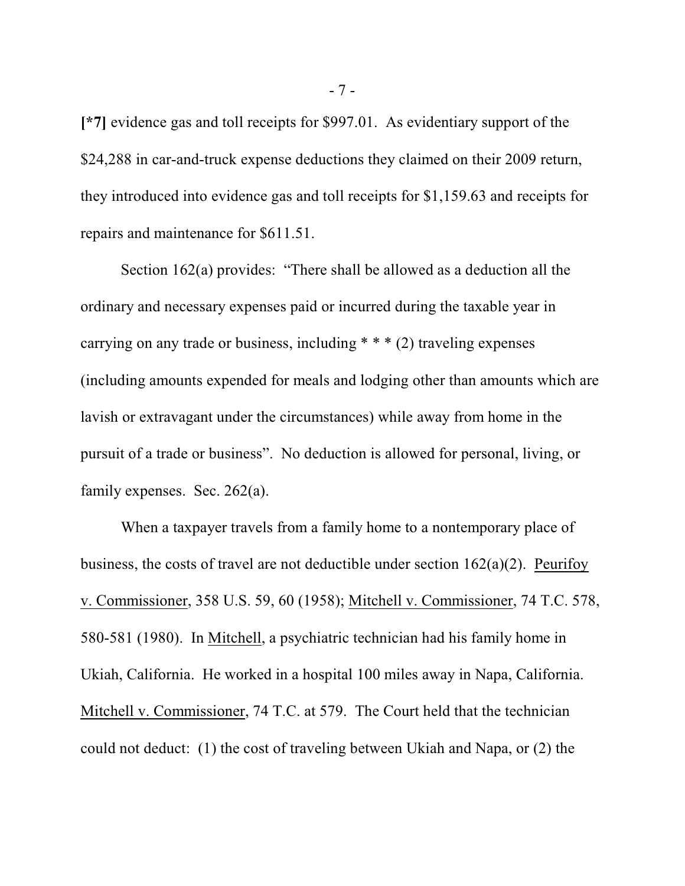**[*7]** evidence gas and toll receipts for $997.01. As evidentiary support of the $24,288 in car-and-truck expense deductions they claimed on their 2009 return, they introduced into evidence gas and toll receipts for $1,159.63 and receipts for repairs and maintenance for $611.51.

Section 162(a) provides: "There shall be allowed as a deduction all the ordinary and necessary expenses paid or incurred during the taxable year in carrying on any trade or business, including * * * (2) traveling expenses (including amounts expended for meals and lodging other than amounts which are lavish or extravagant under the circumstances) while away from home in the pursuit of a trade or business". No deduction is allowed for personal, living, or family expenses. Sec. 262(a).

When a taxpayer travels from a family home to a nontemporary place of business, the costs of travel are not deductible under section 162(a)(2). Peurifoy v. Commissioner, 358 U.S. 59, 60 (1958); Mitchell v. Commissioner, 74 T.C. 578, 580-581 (1980). In Mitchell, a psychiatric technician had his family home in Ukiah, California. He worked in a hospital 100 miles away in Napa, California. Mitchell v. Commissioner, 74 T.C. at 579. The Court held that the technician could not deduct: (1) the cost of traveling between Ukiah and Napa, or (2) the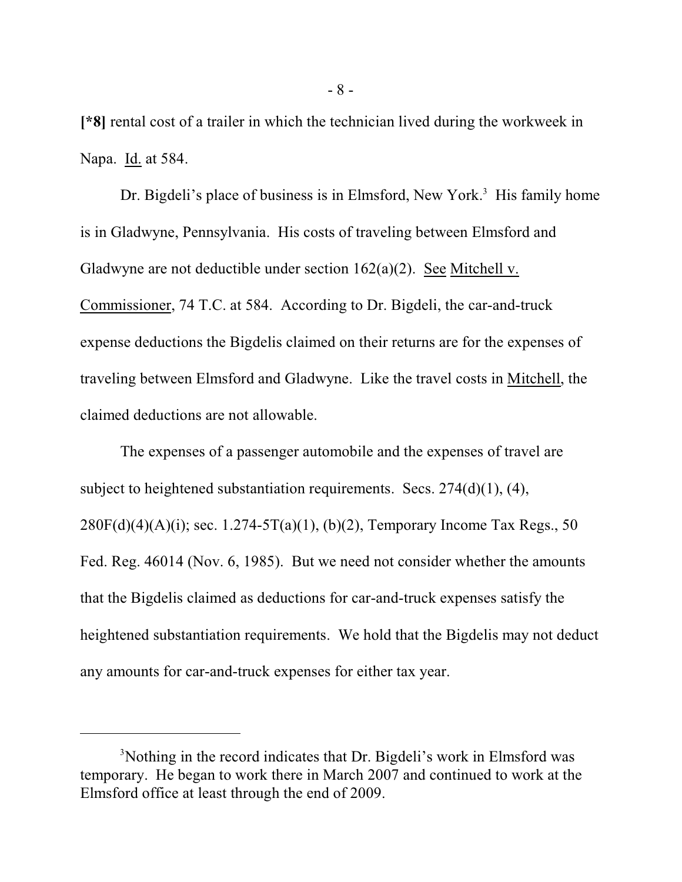**[*8]** rental cost of a trailer in which the technician lived during the workweek in Napa. Id. at 584.

Dr. Bigdeli's place of business is in Elmsford, New York.[3] His family home is in Gladwyne, Pennsylvania. His costs of traveling between Elmsford and Gladwyne are not deductible under section 162(a)(2). See Mitchell v. Commissioner, 74 T.C. at 584. According to Dr. Bigdeli, the car-and-truck expense deductions the Bigdelis claimed on their returns are for the expenses of traveling between Elmsford and Gladwyne. Like the travel costs in Mitchell, the claimed deductions are not allowable.

The expenses of a passenger automobile and the expenses of travel are subject to heightened substantiation requirements. Secs. 274(d)(1), (4), 280F(d)(4)(A)(i); sec. 1.274-5T(a)(1), (b)(2), Temporary Income Tax Regs., 50 Fed. Reg. 46014 (Nov. 6, 1985). But we need not consider whether the amounts that the Bigdelis claimed as deductions for car-and-truck expenses satisfy the heightened substantiation requirements. We hold that the Bigdelis may not deduct any amounts for car-and-truck expenses for either tax year.

---

[3]Nothing in the record indicates that Dr. Bigdeli's work in Elmsford was temporary. He began to work there in March 2007 and continued to work at the Elmsford office at least through the end of 2009.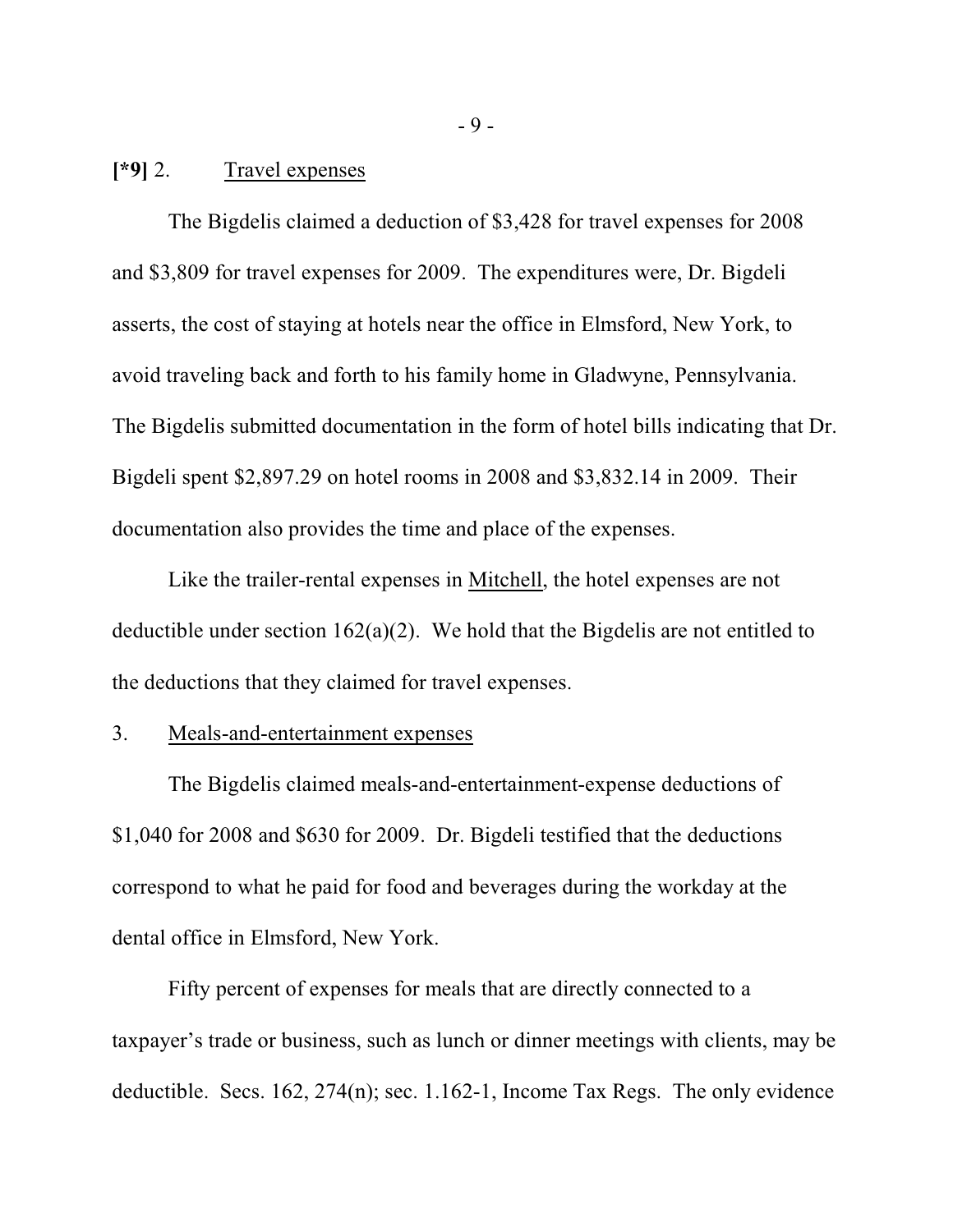**[*9]** 2. Travel expenses

The Bigdelis claimed a deduction of $3,428 for travel expenses for 2008 and $3,809 for travel expenses for 2009. The expenditures were, Dr. Bigdeli asserts, the cost of staying at hotels near the office in Elmsford, New York, to avoid traveling back and forth to his family home in Gladwyne, Pennsylvania. The Bigdelis submitted documentation in the form of hotel bills indicating that Dr. Bigdeli spent $2,897.29 on hotel rooms in 2008 and $3,832.14 in 2009. Their documentation also provides the time and place of the expenses.

Like the trailer-rental expenses in Mitchell, the hotel expenses are not deductible under section 162(a)(2). We hold that the Bigdelis are not entitled to the deductions that they claimed for travel expenses.

3. Meals-and-entertainment expenses

The Bigdelis claimed meals-and-entertainment-expense deductions of $1,040 for 2008 and $630 for 2009. Dr. Bigdeli testified that the deductions correspond to what he paid for food and beverages during the workday at the dental office in Elmsford, New York.

Fifty percent of expenses for meals that are directly connected to a taxpayer's trade or business, such as lunch or dinner meetings with clients, may be deductible. Secs. 162, 274(n); sec. 1.162-1, Income Tax Regs. The only evidence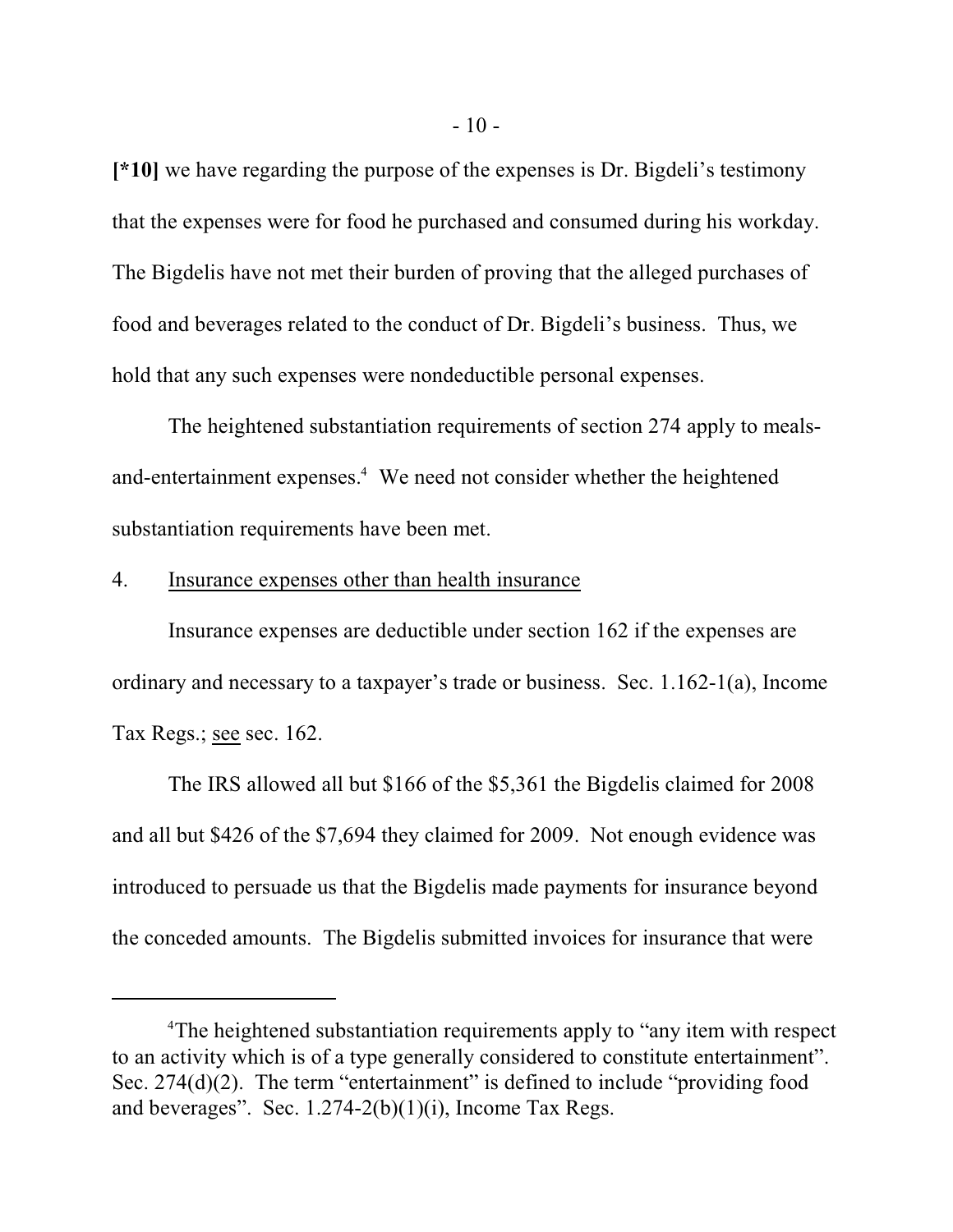**[*10]** we have regarding the purpose of the expenses is Dr. Bigdeli's testimony that the expenses were for food he purchased and consumed during his workday. The Bigdelis have not met their burden of proving that the alleged purchases of food and beverages related to the conduct of Dr. Bigdeli's business. Thus, we hold that any such expenses were nondeductible personal expenses.

The heightened substantiation requirements of section 274 apply to meals-and-entertainment expenses.[4] We need not consider whether the heightened substantiation requirements have been met.

4. Insurance expenses other than health insurance

Insurance expenses are deductible under section 162 if the expenses are ordinary and necessary to a taxpayer's trade or business. Sec. 1.162-1(a), Income Tax Regs.; see sec. 162.

The IRS allowed all but $166 of the $5,361 the Bigdelis claimed for 2008 and all but $426 of the $7,694 they claimed for 2009. Not enough evidence was introduced to persuade us that the Bigdelis made payments for insurance beyond the conceded amounts. The Bigdelis submitted invoices for insurance that were

---

[4]The heightened substantiation requirements apply to "any item with respect to an activity which is of a type generally considered to constitute entertainment". Sec. 274(d)(2). The term "entertainment" is defined to include "providing food and beverages". Sec. 1.274-2(b)(1)(i), Income Tax Regs.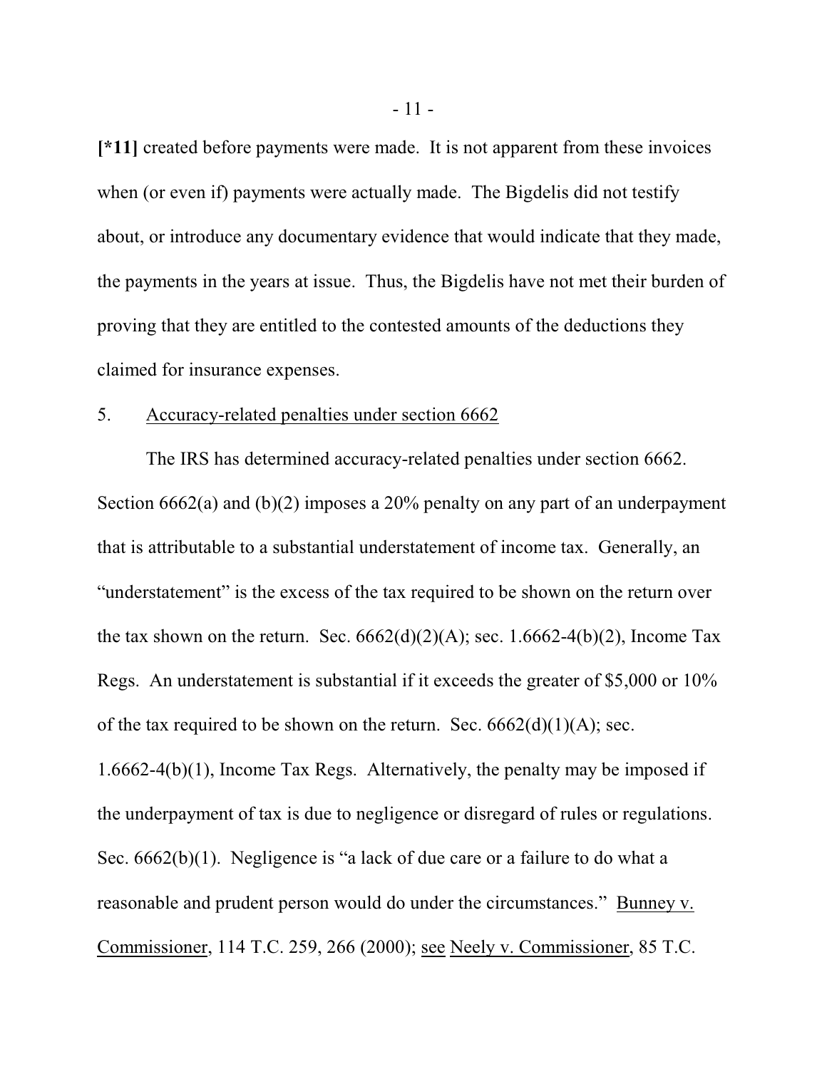**[*11]** created before payments were made. It is not apparent from these invoices when (or even if) payments were actually made. The Bigdelis did not testify about, or introduce any documentary evidence that would indicate that they made, the payments in the years at issue. Thus, the Bigdelis have not met their burden of proving that they are entitled to the contested amounts of the deductions they claimed for insurance expenses.

5. Accuracy-related penalties under section 6662

The IRS has determined accuracy-related penalties under section 6662. Section 6662(a) and (b)(2) imposes a 20% penalty on any part of an underpayment that is attributable to a substantial understatement of income tax. Generally, an "understatement" is the excess of the tax required to be shown on the return over the tax shown on the return. Sec. 6662(d)(2)(A); sec. 1.6662-4(b)(2), Income Tax Regs. An understatement is substantial if it exceeds the greater of $5,000 or 10% of the tax required to be shown on the return. Sec. 6662(d)(1)(A); sec. 1.6662-4(b)(1), Income Tax Regs. Alternatively, the penalty may be imposed if the underpayment of tax is due to negligence or disregard of rules or regulations. Sec. 6662(b)(1). Negligence is "a lack of due care or a failure to do what a reasonable and prudent person would do under the circumstances." Bunney v. Commissioner, 114 T.C. 259, 266 (2000); see Neely v. Commissioner, 85 T.C.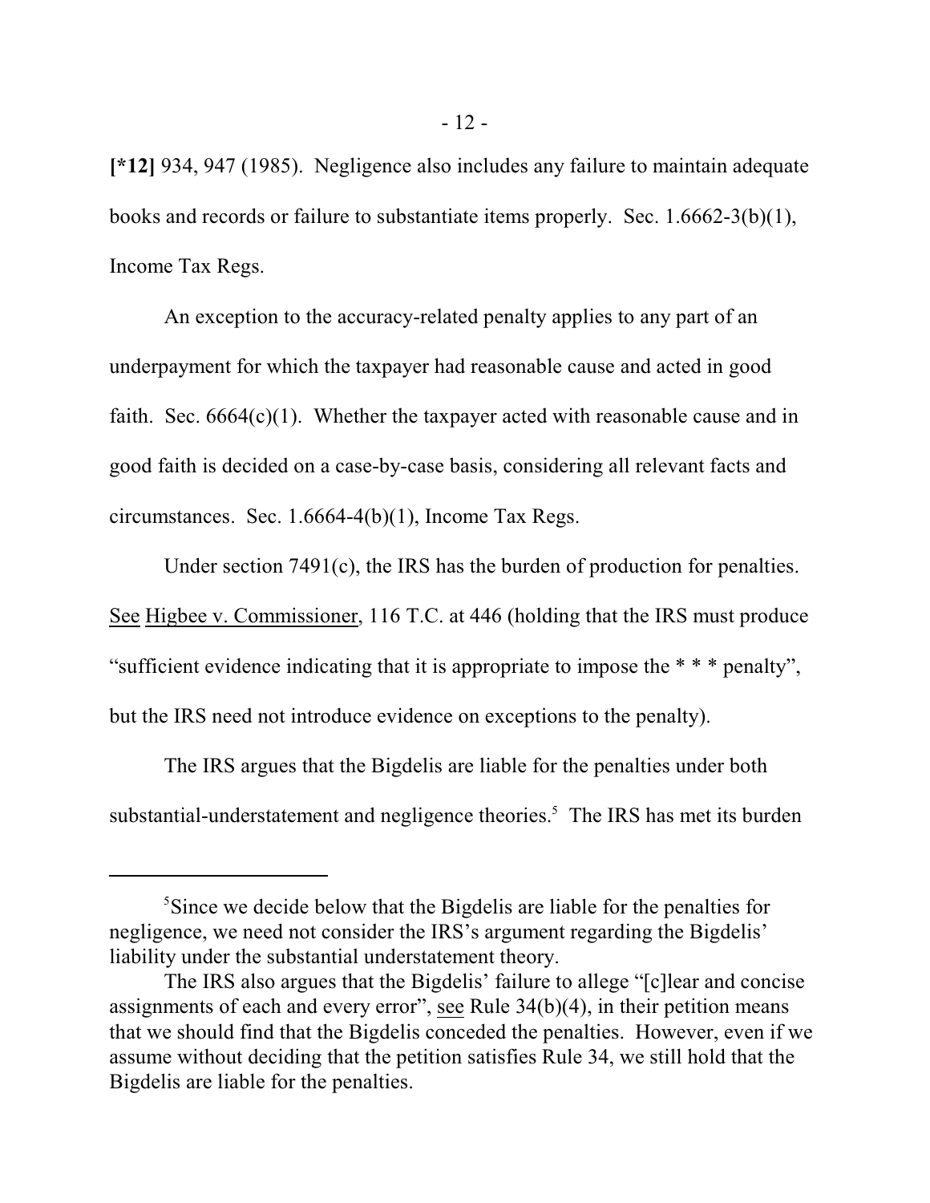**[*12]** 934, 947 (1985). Negligence also includes any failure to maintain adequate books and records or failure to substantiate items properly. Sec. 1.6662-3(b)(1), Income Tax Regs.

An exception to the accuracy-related penalty applies to any part of an underpayment for which the taxpayer had reasonable cause and acted in good faith. Sec. 6664(c)(1). Whether the taxpayer acted with reasonable cause and in good faith is decided on a case-by-case basis, considering all relevant facts and circumstances. Sec. 1.6664-4(b)(1), Income Tax Regs.

Under section 7491(c), the IRS has the burden of production for penalties. See Higbee v. Commissioner, 116 T.C. at 446 (holding that the IRS must produce "sufficient evidence indicating that it is appropriate to impose the * * * penalty", but the IRS need not introduce evidence on exceptions to the penalty).

The IRS argues that the Bigdelis are liable for the penalties under both substantial-understatement and negligence theories.[5] The IRS has met its burden

[5]Since we decide below that the Bigdelis are liable for the penalties for negligence, we need not consider the IRS's argument regarding the Bigdelis' liability under the substantial understatement theory.

The IRS also argues that the Bigdelis' failure to allege "[c]lear and concise assignments of each and every error", see Rule 34(b)(4), in their petition means that we should find that the Bigdelis conceded the penalties. However, even if we assume without deciding that the petition satisfies Rule 34, we still hold that the Bigdelis are liable for the penalties.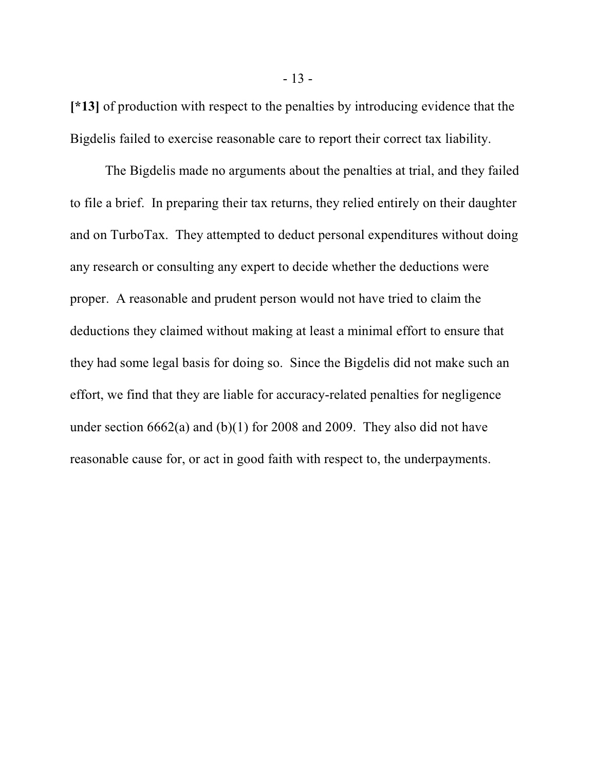**[*13]** of production with respect to the penalties by introducing evidence that the Bigdelis failed to exercise reasonable care to report their correct tax liability.

The Bigdelis made no arguments about the penalties at trial, and they failed to file a brief. In preparing their tax returns, they relied entirely on their daughter and on TurboTax. They attempted to deduct personal expenditures without doing any research or consulting any expert to decide whether the deductions were proper. A reasonable and prudent person would not have tried to claim the deductions they claimed without making at least a minimal effort to ensure that they had some legal basis for doing so. Since the Bigdelis did not make such an effort, we find that they are liable for accuracy-related penalties for negligence under section 6662(a) and (b)(1) for 2008 and 2009. They also did not have reasonable cause for, or act in good faith with respect to, the underpayments.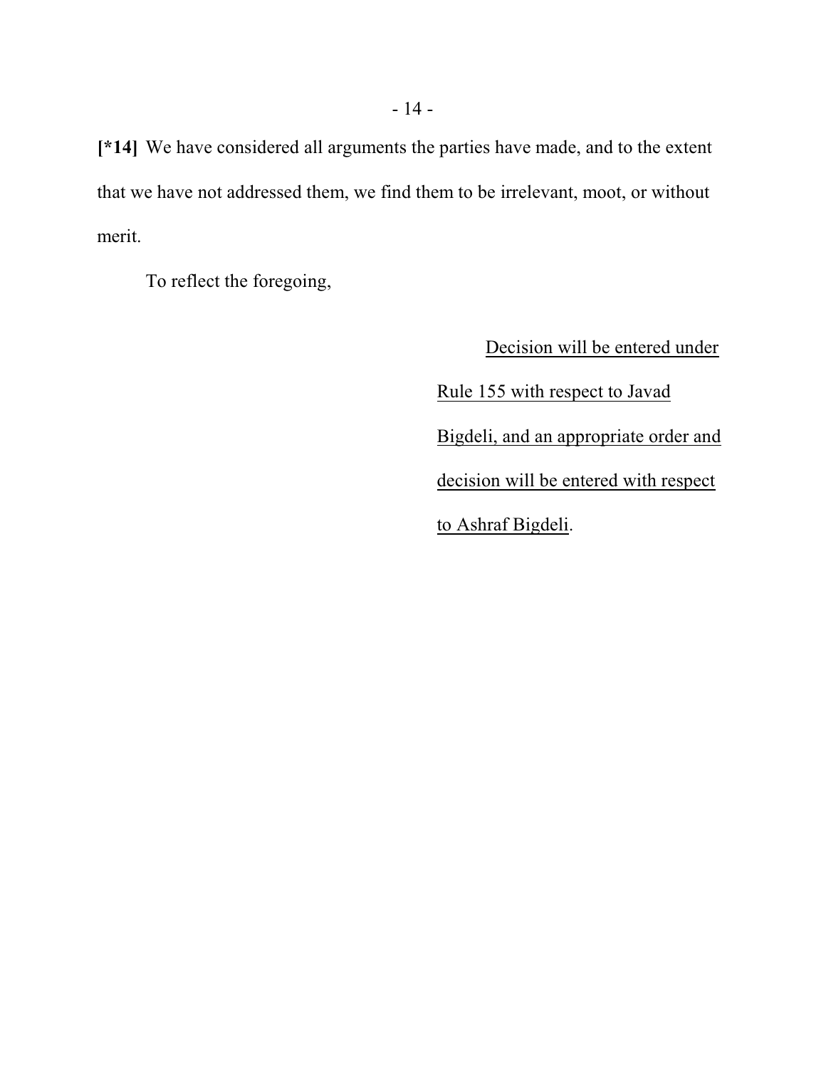**[*14]** We have considered all arguments the parties have made, and to the extent that we have not addressed them, we find them to be irrelevant, moot, or without merit.

To reflect the foregoing,

Decision will be entered under Rule 155 with respect to Javad Bigdeli, and an appropriate order and decision will be entered with respect to Ashraf Bigdeli.